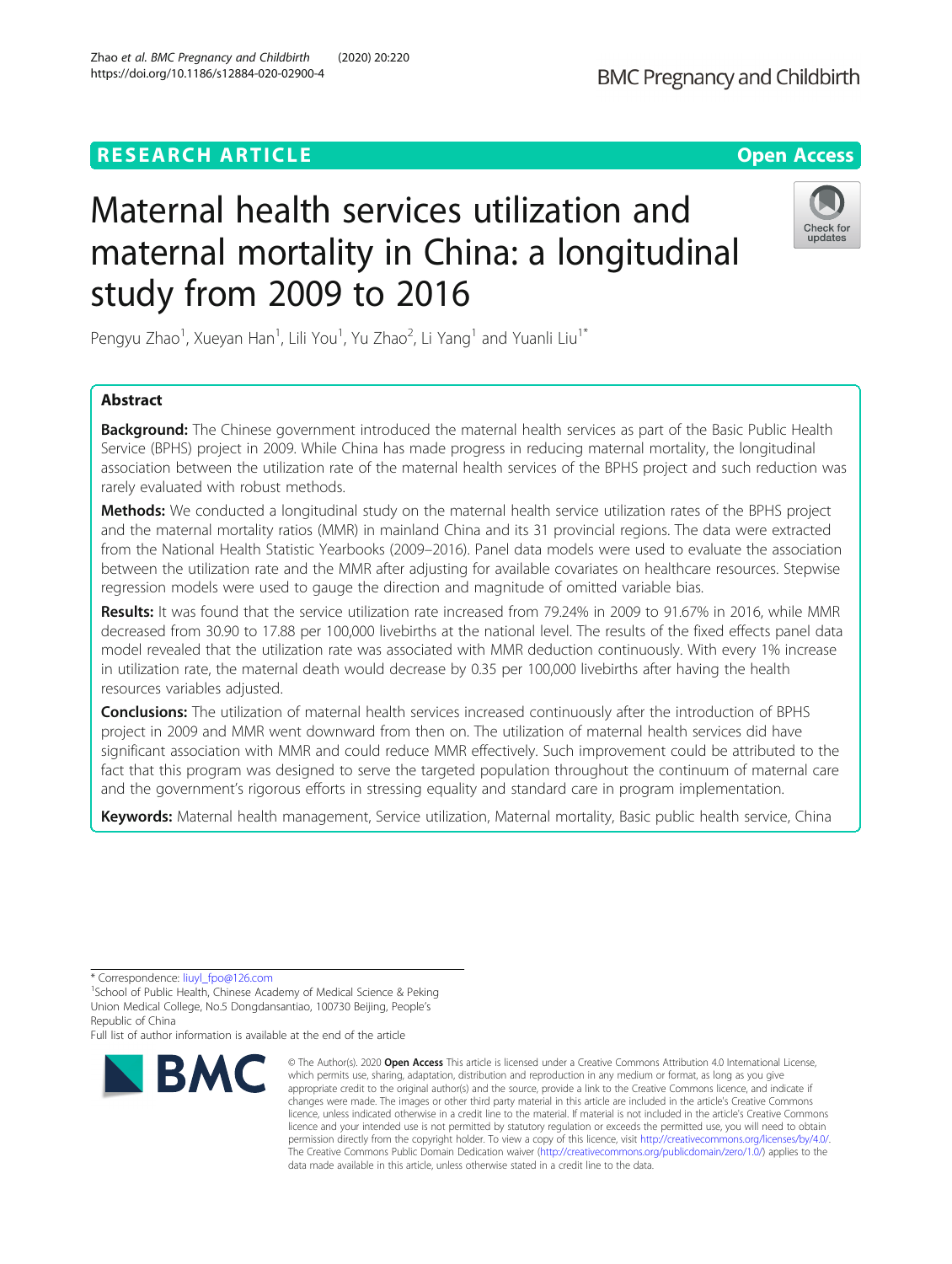RESEARCH ARTICLE

Open Access

# Maternal health services utilization and maternal mortality in China: a longitudinal study from 2009 to 2016

Pengyu Zhao[1], Xueyan Han[1], Lili You[1], Yu Zhao[2], Li Yang[1] and Yuanli Liu[1*]

## Abstract

**Background:** The Chinese government introduced the maternal health services as part of the Basic Public Health Service (BPHS) project in 2009. While China has made progress in reducing maternal mortality, the longitudinal association between the utilization rate of the maternal health services of the BPHS project and such reduction was rarely evaluated with robust methods.

**Methods:** We conducted a longitudinal study on the maternal health service utilization rates of the BPHS project and the maternal mortality ratios (MMR) in mainland China and its 31 provincial regions. The data were extracted from the National Health Statistic Yearbooks (2009–2016). Panel data models were used to evaluate the association between the utilization rate and the MMR after adjusting for available covariates on healthcare resources. Stepwise regression models were used to gauge the direction and magnitude of omitted variable bias.

**Results:** It was found that the service utilization rate increased from 79.24% in 2009 to 91.67% in 2016, while MMR decreased from 30.90 to 17.88 per 100,000 livebirths at the national level. The results of the fixed effects panel data model revealed that the utilization rate was associated with MMR deduction continuously. With every 1% increase in utilization rate, the maternal death would decrease by 0.35 per 100,000 livebirths after having the health resources variables adjusted.

**Conclusions:** The utilization of maternal health services increased continuously after the introduction of BPHS project in 2009 and MMR went downward from then on. The utilization of maternal health services did have significant association with MMR and could reduce MMR effectively. Such improvement could be attributed to the fact that this program was designed to serve the targeted population throughout the continuum of maternal care and the government's rigorous efforts in stressing equality and standard care in program implementation.

**Keywords:** Maternal health management, Service utilization, Maternal mortality, Basic public health service, China

\* Correspondence: liuyl_fpo@126.com

[1]School of Public Health, Chinese Academy of Medical Science & Peking Union Medical College, No.5 Dongdansantiao, 100730 Beijing, People's Republic of China

Full list of author information is available at the end of the article

© The Author(s). 2020 **Open Access** This article is licensed under a Creative Commons Attribution 4.0 International License, which permits use, sharing, adaptation, distribution and reproduction in any medium or format, as long as you give appropriate credit to the original author(s) and the source, provide a link to the Creative Commons licence, and indicate if changes were made. The images or other third party material in this article are included in the article's Creative Commons licence, unless indicated otherwise in a credit line to the material. If material is not included in the article's Creative Commons licence and your intended use is not permitted by statutory regulation or exceeds the permitted use, you will need to obtain permission directly from the copyright holder. To view a copy of this licence, visit http://creativecommons.org/licenses/by/4.0/. The Creative Commons Public Domain Dedication waiver (http://creativecommons.org/publicdomain/zero/1.0/) applies to the data made available in this article, unless otherwise stated in a credit line to the data.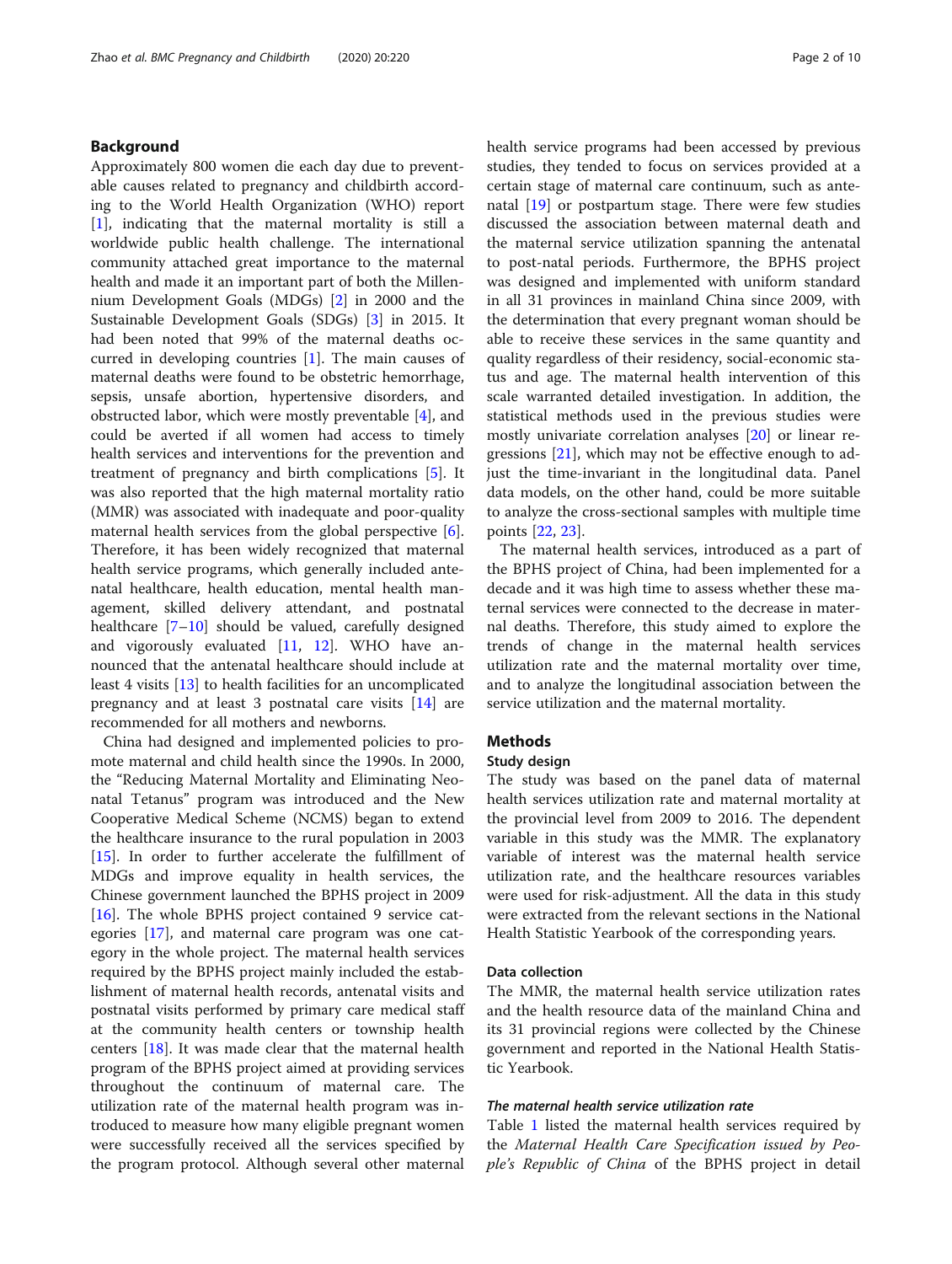## Background

Approximately 800 women die each day due to preventable causes related to pregnancy and childbirth according to the World Health Organization (WHO) report [1], indicating that the maternal mortality is still a worldwide public health challenge. The international community attached great importance to the maternal health and made it an important part of both the Millennium Development Goals (MDGs) [2] in 2000 and the Sustainable Development Goals (SDGs) [3] in 2015. It had been noted that 99% of the maternal deaths occurred in developing countries [1]. The main causes of maternal deaths were found to be obstetric hemorrhage, sepsis, unsafe abortion, hypertensive disorders, and obstructed labor, which were mostly preventable [4], and could be averted if all women had access to timely health services and interventions for the prevention and treatment of pregnancy and birth complications [5]. It was also reported that the high maternal mortality ratio (MMR) was associated with inadequate and poor-quality maternal health services from the global perspective [6]. Therefore, it has been widely recognized that maternal health service programs, which generally included antenatal healthcare, health education, mental health management, skilled delivery attendant, and postnatal healthcare [7–10] should be valued, carefully designed and vigorously evaluated [11, 12]. WHO have announced that the antenatal healthcare should include at least 4 visits [13] to health facilities for an uncomplicated pregnancy and at least 3 postnatal care visits [14] are recommended for all mothers and newborns.

China had designed and implemented policies to promote maternal and child health since the 1990s. In 2000, the "Reducing Maternal Mortality and Eliminating Neonatal Tetanus" program was introduced and the New Cooperative Medical Scheme (NCMS) began to extend the healthcare insurance to the rural population in 2003 [15]. In order to further accelerate the fulfillment of MDGs and improve equality in health services, the Chinese government launched the BPHS project in 2009 [16]. The whole BPHS project contained 9 service categories [17], and maternal care program was one category in the whole project. The maternal health services required by the BPHS project mainly included the establishment of maternal health records, antenatal visits and postnatal visits performed by primary care medical staff at the community health centers or township health centers [18]. It was made clear that the maternal health program of the BPHS project aimed at providing services throughout the continuum of maternal care. The utilization rate of the maternal health program was introduced to measure how many eligible pregnant women were successfully received all the services specified by the program protocol. Although several other maternal health service programs had been accessed by previous studies, they tended to focus on services provided at a certain stage of maternal care continuum, such as antenatal [19] or postpartum stage. There were few studies discussed the association between maternal death and the maternal service utilization spanning the antenatal to post-natal periods. Furthermore, the BPHS project was designed and implemented with uniform standard in all 31 provinces in mainland China since 2009, with the determination that every pregnant woman should be able to receive these services in the same quantity and quality regardless of their residency, social-economic status and age. The maternal health intervention of this scale warranted detailed investigation. In addition, the statistical methods used in the previous studies were mostly univariate correlation analyses [20] or linear regressions [21], which may not be effective enough to adjust the time-invariant in the longitudinal data. Panel data models, on the other hand, could be more suitable to analyze the cross-sectional samples with multiple time points [22, 23].

The maternal health services, introduced as a part of the BPHS project of China, had been implemented for a decade and it was high time to assess whether these maternal services were connected to the decrease in maternal deaths. Therefore, this study aimed to explore the trends of change in the maternal health services utilization rate and the maternal mortality over time, and to analyze the longitudinal association between the service utilization and the maternal mortality.

## Methods

### Study design

The study was based on the panel data of maternal health services utilization rate and maternal mortality at the provincial level from 2009 to 2016. The dependent variable in this study was the MMR. The explanatory variable of interest was the maternal health service utilization rate, and the healthcare resources variables were used for risk-adjustment. All the data in this study were extracted from the relevant sections in the National Health Statistic Yearbook of the corresponding years.

### Data collection

The MMR, the maternal health service utilization rates and the health resource data of the mainland China and its 31 provincial regions were collected by the Chinese government and reported in the National Health Statistic Yearbook.

#### *The maternal health service utilization rate*

Table 1 listed the maternal health services required by the *Maternal Health Care Specification issued by People's Republic of China* of the BPHS project in detail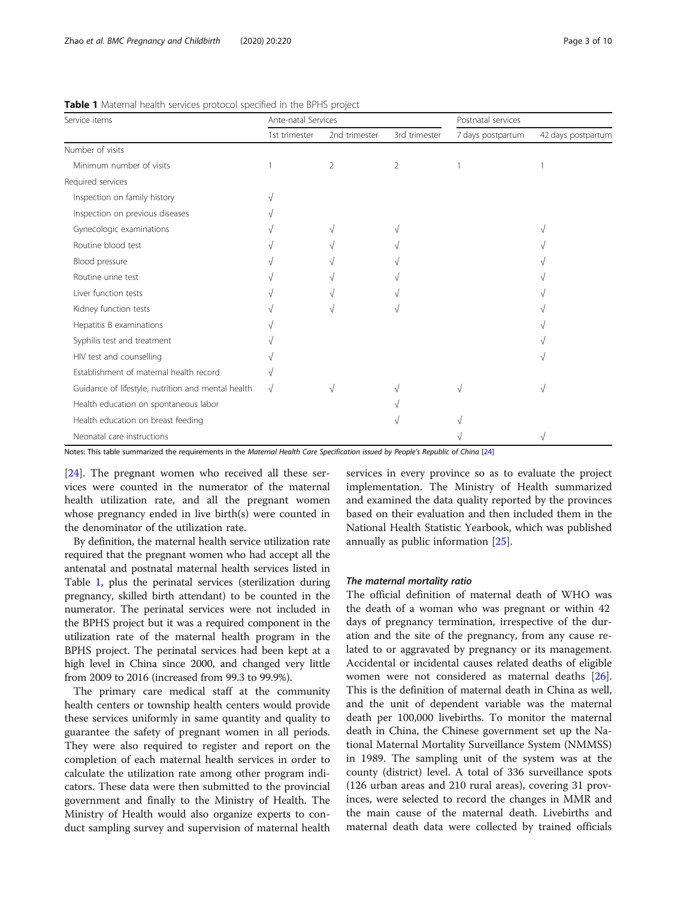**Table 1** Maternal health services protocol specified in the BPHS project

| Service items | Ante-natal Services | | | Postnatal services | |
|---|---|---|---|---|---|
| | 1st trimester | 2nd trimester | 3rd trimester | 7 days postpartum | 42 days postpartum |
| Number of visits | | | | | |
| Minimum number of visits | 1 | 2 | 2 | 1 | 1 |
| Required services | | | | | |
| Inspection on family history | √ | | | | |
| Inspection on previous diseases | √ | | | | |
| Gynecologic examinations | √ | √ | √ | | √ |
| Routine blood test | √ | √ | √ | | √ |
| Blood pressure | √ | √ | √ | | √ |
| Routine urine test | √ | √ | √ | | √ |
| Liver function tests | √ | √ | √ | | √ |
| Kidney function tests | √ | √ | √ | | √ |
| Hepatitis B examinations | √ | | | | √ |
| Syphilis test and treatment | √ | | | | √ |
| HIV test and counselling | √ | | | | √ |
| Establishment of maternal health record | √ | | | | |
| Guidance of lifestyle, nutrition and mental health | √ | √ | √ | √ | √ |
| Health education on spontaneous labor | | | √ | | |
| Health education on breast feeding | | | √ | √ | |
| Neonatal care instructions | | | | √ | √ |

Notes: This table summarized the requirements in the *Maternal Health Care Specification issued by People's Republic of China* [24]

[24]. The pregnant women who received all these services were counted in the numerator of the maternal health utilization rate, and all the pregnant women whose pregnancy ended in live birth(s) were counted in the denominator of the utilization rate.

By definition, the maternal health service utilization rate required that the pregnant women who had accept all the antenatal and postnatal maternal health services listed in Table 1, plus the perinatal services (sterilization during pregnancy, skilled birth attendant) to be counted in the numerator. The perinatal services were not included in the BPHS project but it was a required component in the utilization rate of the maternal health program in the BPHS project. The perinatal services had been kept at a high level in China since 2000, and changed very little from 2009 to 2016 (increased from 99.3 to 99.9%).

The primary care medical staff at the community health centers or township health centers would provide these services uniformly in same quantity and quality to guarantee the safety of pregnant women in all periods. They were also required to register and report on the completion of each maternal health services in order to calculate the utilization rate among other program indicators. These data were then submitted to the provincial government and finally to the Ministry of Health. The Ministry of Health would also organize experts to conduct sampling survey and supervision of maternal health services in every province so as to evaluate the project implementation. The Ministry of Health summarized and examined the data quality reported by the provinces based on their evaluation and then included them in the National Health Statistic Yearbook, which was published annually as public information [25].

#### The maternal mortality ratio

The official definition of maternal death of WHO was the death of a woman who was pregnant or within 42 days of pregnancy termination, irrespective of the duration and the site of the pregnancy, from any cause related to or aggravated by pregnancy or its management. Accidental or incidental causes related deaths of eligible women were not considered as maternal deaths [26]. This is the definition of maternal death in China as well, and the unit of dependent variable was the maternal death per 100,000 livebirths. To monitor the maternal death in China, the Chinese government set up the National Maternal Mortality Surveillance System (NMMSS) in 1989. The sampling unit of the system was at the county (district) level. A total of 336 surveillance spots (126 urban areas and 210 rural areas), covering 31 provinces, were selected to record the changes in MMR and the main cause of the maternal death. Livebirths and maternal death data were collected by trained officials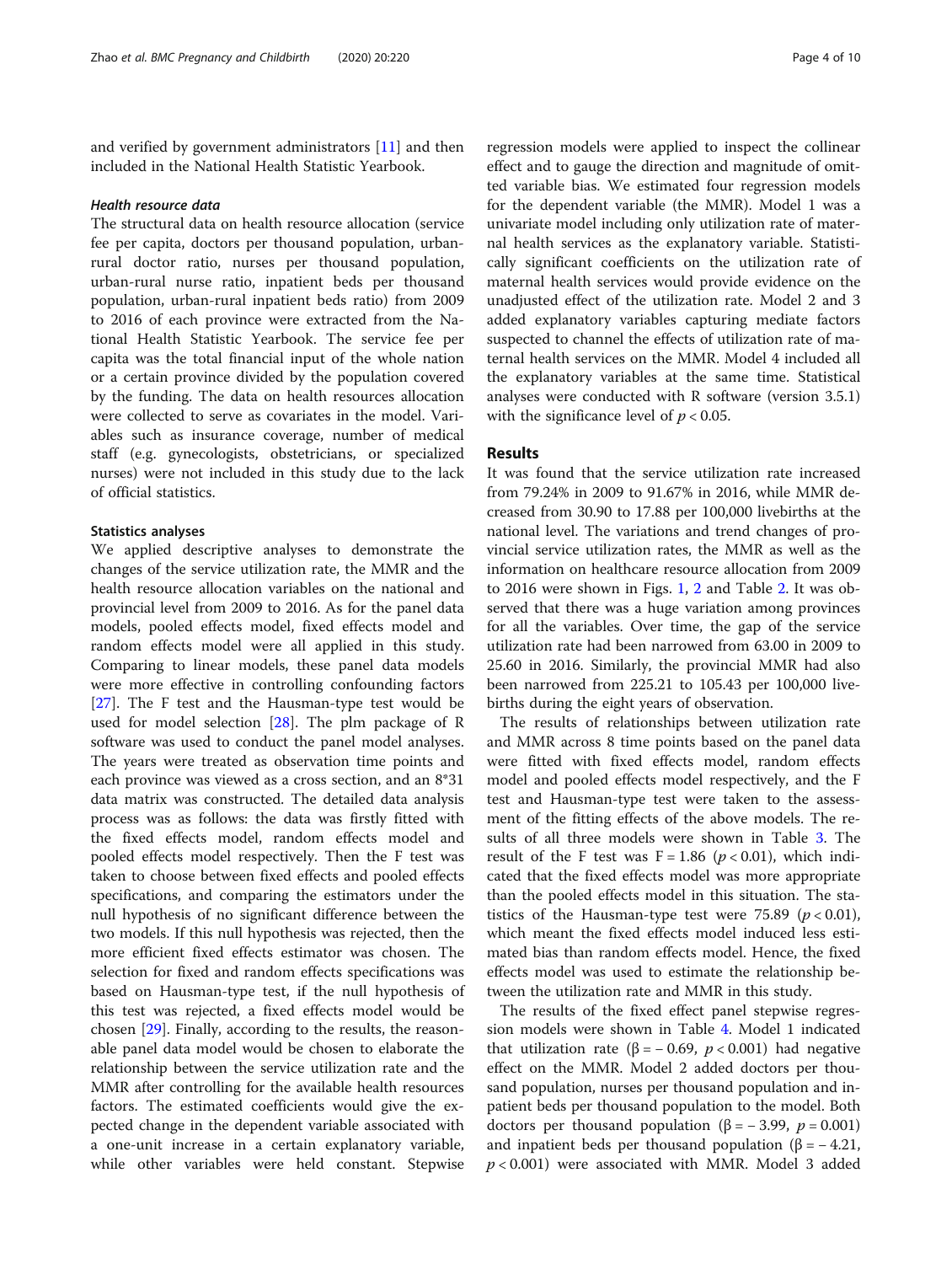and verified by government administrators [11] and then included in the National Health Statistic Yearbook.

#### *Health resource data*

The structural data on health resource allocation (service fee per capita, doctors per thousand population, urban-rural doctor ratio, nurses per thousand population, urban-rural nurse ratio, inpatient beds per thousand population, urban-rural inpatient beds ratio) from 2009 to 2016 of each province were extracted from the National Health Statistic Yearbook. The service fee per capita was the total financial input of the whole nation or a certain province divided by the population covered by the funding. The data on health resources allocation were collected to serve as covariates in the model. Variables such as insurance coverage, number of medical staff (e.g. gynecologists, obstetricians, or specialized nurses) were not included in this study due to the lack of official statistics.

### Statistics analyses

We applied descriptive analyses to demonstrate the changes of the service utilization rate, the MMR and the health resource allocation variables on the national and provincial level from 2009 to 2016. As for the panel data models, pooled effects model, fixed effects model and random effects model were all applied in this study. Comparing to linear models, these panel data models were more effective in controlling confounding factors [27]. The F test and the Hausman-type test would be used for model selection [28]. The plm package of R software was used to conduct the panel model analyses. The years were treated as observation time points and each province was viewed as a cross section, and an 8*31 data matrix was constructed. The detailed data analysis process was as follows: the data was firstly fitted with the fixed effects model, random effects model and pooled effects model respectively. Then the F test was taken to choose between fixed effects and pooled effects specifications, and comparing the estimators under the null hypothesis of no significant difference between the two models. If this null hypothesis was rejected, then the more efficient fixed effects estimator was chosen. The selection for fixed and random effects specifications was based on Hausman-type test, if the null hypothesis of this test was rejected, a fixed effects model would be chosen [29]. Finally, according to the results, the reasonable panel data model would be chosen to elaborate the relationship between the service utilization rate and the MMR after controlling for the available health resources factors. The estimated coefficients would give the expected change in the dependent variable associated with a one-unit increase in a certain explanatory variable, while other variables were held constant. Stepwise regression models were applied to inspect the collinear effect and to gauge the direction and magnitude of omitted variable bias. We estimated four regression models for the dependent variable (the MMR). Model 1 was a univariate model including only utilization rate of maternal health services as the explanatory variable. Statistically significant coefficients on the utilization rate of maternal health services would provide evidence on the unadjusted effect of the utilization rate. Model 2 and 3 added explanatory variables capturing mediate factors suspected to channel the effects of utilization rate of maternal health services on the MMR. Model 4 included all the explanatory variables at the same time. Statistical analyses were conducted with R software (version 3.5.1) with the significance level of $p < 0.05$.

## Results

It was found that the service utilization rate increased from 79.24% in 2009 to 91.67% in 2016, while MMR decreased from 30.90 to 17.88 per 100,000 livebirths at the national level. The variations and trend changes of provincial service utilization rates, the MMR as well as the information on healthcare resource allocation from 2009 to 2016 were shown in Figs. 1, 2 and Table 2. It was observed that there was a huge variation among provinces for all the variables. Over time, the gap of the service utilization rate had been narrowed from 63.00 in 2009 to 25.60 in 2016. Similarly, the provincial MMR had also been narrowed from 225.21 to 105.43 per 100,000 livebirths during the eight years of observation.

The results of relationships between utilization rate and MMR across 8 time points based on the panel data were fitted with fixed effects model, random effects model and pooled effects model respectively, and the F test and Hausman-type test were taken to the assessment of the fitting effects of the above models. The results of all three models were shown in Table 3. The result of the F test was $F = 1.86$ ($p < 0.01$), which indicated that the fixed effects model was more appropriate than the pooled effects model in this situation. The statistics of the Hausman-type test were 75.89 ($p < 0.01$), which meant the fixed effects model induced less estimated bias than random effects model. Hence, the fixed effects model was used to estimate the relationship between the utilization rate and MMR in this study.

The results of the fixed effect panel stepwise regression models were shown in Table 4. Model 1 indicated that utilization rate ($\beta = -0.69$, $p < 0.001$) had negative effect on the MMR. Model 2 added doctors per thousand population, nurses per thousand population and inpatient beds per thousand population to the model. Both doctors per thousand population ($\beta = -3.99$, $p = 0.001$) and inpatient beds per thousand population ($\beta = -4.21$, $p < 0.001$) were associated with MMR. Model 3 added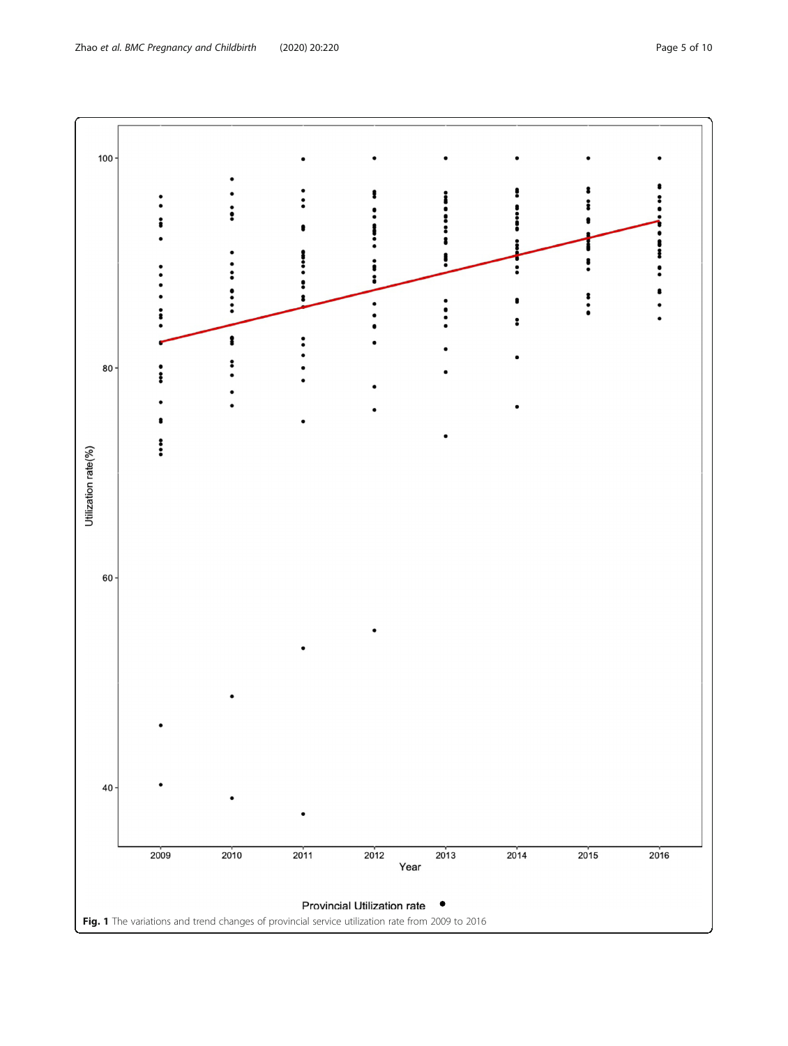**Fig. 1** The variations and trend changes of provincial service utilization rate from 2009 to 2016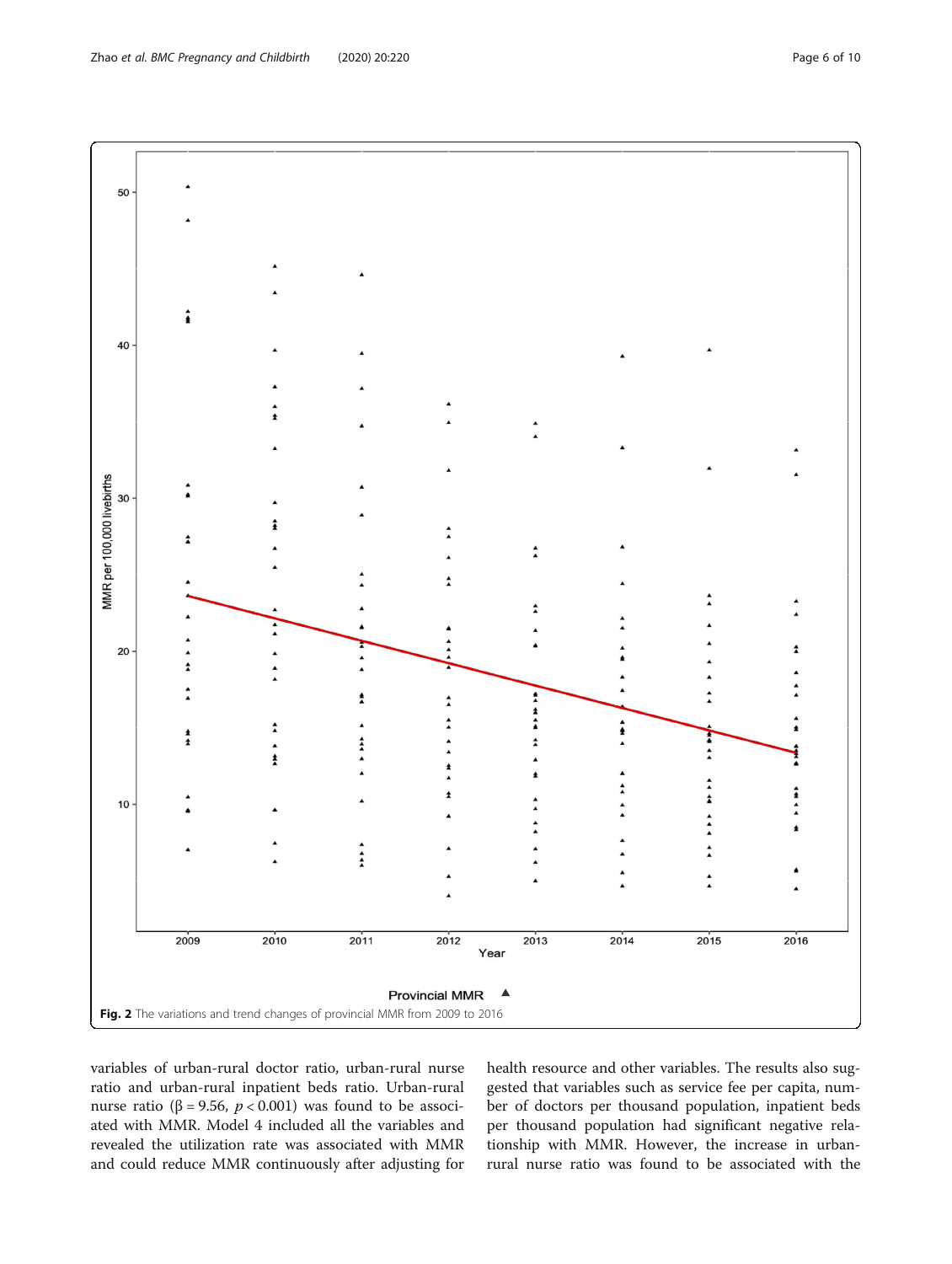Fig. 2 The variations and trend changes of provincial MMR from 2009 to 2016

variables of urban-rural doctor ratio, urban-rural nurse ratio and urban-rural inpatient beds ratio. Urban-rural nurse ratio (β = 9.56, $p < 0.001$) was found to be associated with MMR. Model 4 included all the variables and revealed the utilization rate was associated with MMR and could reduce MMR continuously after adjusting for health resource and other variables. The results also suggested that variables such as service fee per capita, number of doctors per thousand population, inpatient beds per thousand population had significant negative relationship with MMR. However, the increase in urban-rural nurse ratio was found to be associated with the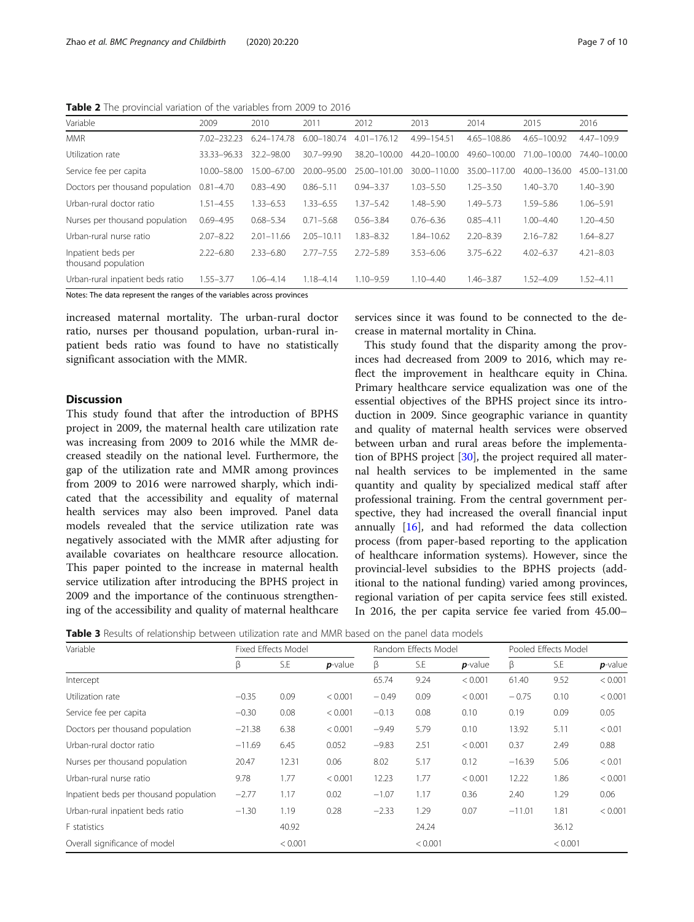**Table 2** The provincial variation of the variables from 2009 to 2016

| Variable | 2009 | 2010 | 2011 | 2012 | 2013 | 2014 | 2015 | 2016 |
|---|---|---|---|---|---|---|---|---|
| MMR | 7.02–232.23 | 6.24–174.78 | 6.00–180.74 | 4.01–176.12 | 4.99–154.51 | 4.65–108.86 | 4.65–100.92 | 4.47–109.9 |
| Utilization rate | 33.33–96.33 | 32.2–98.00 | 30.7–99.90 | 38.20–100.00 | 44.20–100.00 | 49.60–100.00 | 71.00–100.00 | 74.40–100.00 |
| Service fee per capita | 10.00–58.00 | 15.00–67.00 | 20.00–95.00 | 25.00–101.00 | 30.00–110.00 | 35.00–117.00 | 40.00–136.00 | 45.00–131.00 |
| Doctors per thousand population | 0.81–4.70 | 0.83–4.90 | 0.86–5.11 | 0.94–3.37 | 1.03–5.50 | 1.25–3.50 | 1.40–3.70 | 1.40–3.90 |
| Urban-rural doctor ratio | 1.51–4.55 | 1.33–6.53 | 1.33–6.55 | 1.37–5.42 | 1.48–5.90 | 1.49–5.73 | 1.59–5.86 | 1.06–5.91 |
| Nurses per thousand population | 0.69–4.95 | 0.68–5.34 | 0.71–5.68 | 0.56–3.84 | 0.76–6.36 | 0.85–4.11 | 1.00–4.40 | 1.20–4.50 |
| Urban-rural nurse ratio | 2.07–8.22 | 2.01–11.66 | 2.05–10.11 | 1.83–8.32 | 1.84–10.62 | 2.20–8.39 | 2.16–7.82 | 1.64–8.27 |
| Inpatient beds per thousand population | 2.22–6.80 | 2.33–6.80 | 2.77–7.55 | 2.72–5.89 | 3.53–6.06 | 3.75–6.22 | 4.02–6.37 | 4.21–8.03 |
| Urban-rural inpatient beds ratio | 1.55–3.77 | 1.06–4.14 | 1.18–4.14 | 1.10–9.59 | 1.10–4.40 | 1.46–3.87 | 1.52–4.09 | 1.52–4.11 |

Notes: The data represent the ranges of the variables across provinces

increased maternal mortality. The urban-rural doctor ratio, nurses per thousand population, urban-rural inpatient beds ratio was found to have no statistically significant association with the MMR.

## Discussion

This study found that after the introduction of BPHS project in 2009, the maternal health care utilization rate was increasing from 2009 to 2016 while the MMR decreased steadily on the national level. Furthermore, the gap of the utilization rate and MMR among provinces from 2009 to 2016 were narrowed sharply, which indicated that the accessibility and equality of maternal health services may also been improved. Panel data models revealed that the service utilization rate was negatively associated with the MMR after adjusting for available covariates on healthcare resource allocation. This paper pointed to the increase in maternal health service utilization after introducing the BPHS project in 2009 and the importance of the continuous strengthening of the accessibility and quality of maternal healthcare services since it was found to be connected to the decrease in maternal mortality in China.

This study found that the disparity among the provinces had decreased from 2009 to 2016, which may reflect the improvement in healthcare equity in China. Primary healthcare service equalization was one of the essential objectives of the BPHS project since its introduction in 2009. Since geographic variance in quantity and quality of maternal health services were observed between urban and rural areas before the implementation of BPHS project [30], the project required all maternal health services to be implemented in the same quantity and quality by specialized medical staff after professional training. From the central government perspective, they had increased the overall financial input annually [16], and had reformed the data collection process (from paper-based reporting to the application of healthcare information systems). However, since the provincial-level subsidies to the BPHS projects (additional to the national funding) varied among provinces, regional variation of per capita service fees still existed. In 2016, the per capita service fee varied from 45.00–

**Table 3** Results of relationship between utilization rate and MMR based on the panel data models

| Variable | Fixed Effects Model | | | Random Effects Model | | | Pooled Effects Model | | |
|---|---|---|---|---|---|---|---|---|---|
| | β | S.E | ***p***-value | β | S.E | ***p***-value | β | S.E | ***p***-value |
| Intercept | | | | 65.74 | 9.24 | < 0.001 | 61.40 | 9.52 | < 0.001 |
| Utilization rate | −0.35 | 0.09 | < 0.001 | − 0.49 | 0.09 | < 0.001 | − 0.75 | 0.10 | < 0.001 |
| Service fee per capita | −0.30 | 0.08 | < 0.001 | −0.13 | 0.08 | 0.10 | 0.19 | 0.09 | 0.05 |
| Doctors per thousand population | −21.38 | 6.38 | < 0.001 | −9.49 | 5.79 | 0.10 | 13.92 | 5.11 | < 0.01 |
| Urban-rural doctor ratio | −11.69 | 6.45 | 0.052 | −9.83 | 2.51 | < 0.001 | 0.37 | 2.49 | 0.88 |
| Nurses per thousand population | 20.47 | 12.31 | 0.06 | 8.02 | 5.17 | 0.12 | −16.39 | 5.06 | < 0.01 |
| Urban-rural nurse ratio | 9.78 | 1.77 | < 0.001 | 12.23 | 1.77 | < 0.001 | 12.22 | 1.86 | < 0.001 |
| Inpatient beds per thousand population | −2.77 | 1.17 | 0.02 | −1.07 | 1.17 | 0.36 | 2.40 | 1.29 | 0.06 |
| Urban-rural inpatient beds ratio | −1.30 | 1.19 | 0.28 | −2.33 | 1.29 | 0.07 | −11.01 | 1.81 | < 0.001 |
| F statistics | | 40.92 | | | 24.24 | | | 36.12 | |
| Overall significance of model | | < 0.001 | | | < 0.001 | | | < 0.001 | |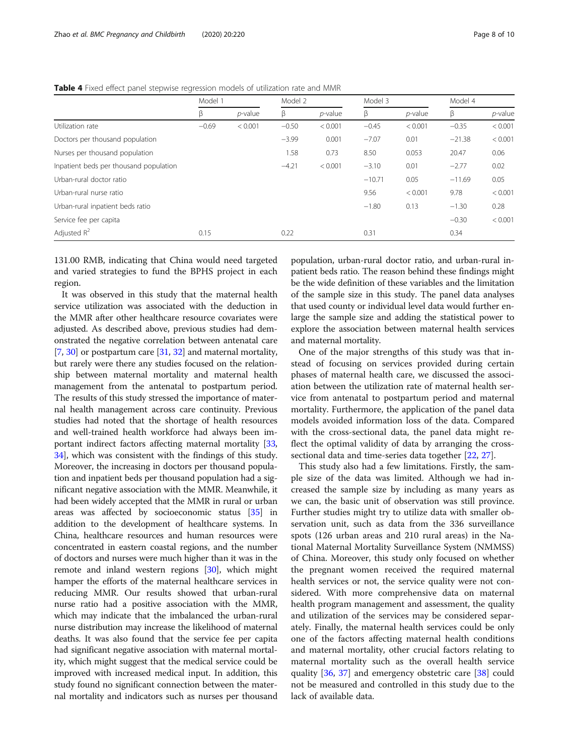**Table 4** Fixed effect panel stepwise regression models of utilization rate and MMR

| | Model 1 | | Model 2 | | Model 3 | | Model 4 | |
|---|---|---|---|---|---|---|---|---|
| | β | *p*-value | β | *p*-value | β | *p*-value | β | *p*-value |
| Utilization rate | −0.69 | < 0.001 | −0.50 | < 0.001 | −0.45 | < 0.001 | −0.35 | < 0.001 |
| Doctors per thousand population | | | −3.99 | 0.001 | −7.07 | 0.01 | −21.38 | < 0.001 |
| Nurses per thousand population | | | 1.58 | 0.73 | 8.50 | 0.053 | 20.47 | 0.06 |
| Inpatient beds per thousand population | | | −4.21 | < 0.001 | −3.10 | 0.01 | −2.77 | 0.02 |
| Urban-rural doctor ratio | | | | | −10.71 | 0.05 | −11.69 | 0.05 |
| Urban-rural nurse ratio | | | | | 9.56 | < 0.001 | 9.78 | < 0.001 |
| Urban-rural inpatient beds ratio | | | | | −1.80 | 0.13 | −1.30 | 0.28 |
| Service fee per capita | | | | | | | −0.30 | < 0.001 |
| Adjusted $R^2$ | 0.15 | | 0.22 | | 0.31 | | 0.34 | |

131.00 RMB, indicating that China would need targeted and varied strategies to fund the BPHS project in each region.

It was observed in this study that the maternal health service utilization was associated with the deduction in the MMR after other healthcare resource covariates were adjusted. As described above, previous studies had demonstrated the negative correlation between antenatal care [7, 30] or postpartum care [31, 32] and maternal mortality, but rarely were there any studies focused on the relationship between maternal mortality and maternal health management from the antenatal to postpartum period. The results of this study stressed the importance of maternal health management across care continuity. Previous studies had noted that the shortage of health resources and well-trained health workforce had always been important indirect factors affecting maternal mortality [33, 34], which was consistent with the findings of this study. Moreover, the increasing in doctors per thousand population and inpatient beds per thousand population had a significant negative association with the MMR. Meanwhile, it had been widely accepted that the MMR in rural or urban areas was affected by socioeconomic status [35] in addition to the development of healthcare systems. In China, healthcare resources and human resources were concentrated in eastern coastal regions, and the number of doctors and nurses were much higher than it was in the remote and inland western regions [30], which might hamper the efforts of the maternal healthcare services in reducing MMR. Our results showed that urban-rural nurse ratio had a positive association with the MMR, which may indicate that the imbalanced the urban-rural nurse distribution may increase the likelihood of maternal deaths. It was also found that the service fee per capita had significant negative association with maternal mortality, which might suggest that the medical service could be improved with increased medical input. In addition, this study found no significant connection between the maternal mortality and indicators such as nurses per thousand population, urban-rural doctor ratio, and urban-rural inpatient beds ratio. The reason behind these findings might be the wide definition of these variables and the limitation of the sample size in this study. The panel data analyses that used county or individual level data would further enlarge the sample size and adding the statistical power to explore the association between maternal health services and maternal mortality.

One of the major strengths of this study was that instead of focusing on services provided during certain phases of maternal health care, we discussed the association between the utilization rate of maternal health service from antenatal to postpartum period and maternal mortality. Furthermore, the application of the panel data models avoided information loss of the data. Compared with the cross-sectional data, the panel data might reflect the optimal validity of data by arranging the cross-sectional data and time-series data together [22, 27].

This study also had a few limitations. Firstly, the sample size of the data was limited. Although we had increased the sample size by including as many years as we can, the basic unit of observation was still province. Further studies might try to utilize data with smaller observation unit, such as data from the 336 surveillance spots (126 urban areas and 210 rural areas) in the National Maternal Mortality Surveillance System (NMMSS) of China. Moreover, this study only focused on whether the pregnant women received the required maternal health services or not, the service quality were not considered. With more comprehensive data on maternal health program management and assessment, the quality and utilization of the services may be considered separately. Finally, the maternal health services could be only one of the factors affecting maternal health conditions and maternal mortality, other crucial factors relating to maternal mortality such as the overall health service quality [36, 37] and emergency obstetric care [38] could not be measured and controlled in this study due to the lack of available data.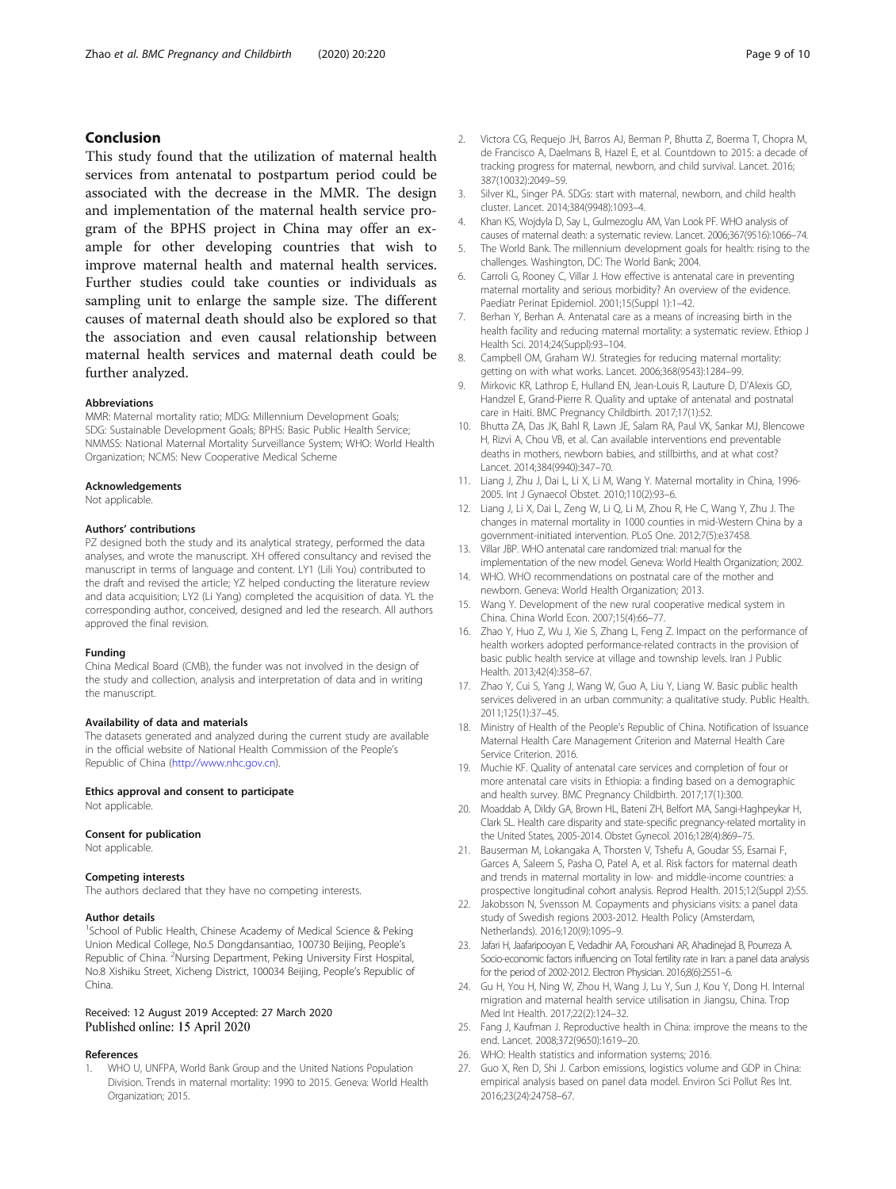## Conclusion

This study found that the utilization of maternal health services from antenatal to postpartum period could be associated with the decrease in the MMR. The design and implementation of the maternal health service program of the BPHS project in China may offer an example for other developing countries that wish to improve maternal health and maternal health services. Further studies could take counties or individuals as sampling unit to enlarge the sample size. The different causes of maternal death should also be explored so that the association and even causal relationship between maternal health services and maternal death could be further analyzed.

#### Abbreviations

MMR: Maternal mortality ratio; MDG: Millennium Development Goals; SDG: Sustainable Development Goals; BPHS: Basic Public Health Service; NMMSS: National Maternal Mortality Surveillance System; WHO: World Health Organization; NCMS: New Cooperative Medical Scheme

#### Acknowledgements

Not applicable.

#### Authors' contributions

PZ designed both the study and its analytical strategy, performed the data analyses, and wrote the manuscript. XH offered consultancy and revised the manuscript in terms of language and content. LY1 (Lili You) contributed to the draft and revised the article; YZ helped conducting the literature review and data acquisition; LY2 (Li Yang) completed the acquisition of data. YL the corresponding author, conceived, designed and led the research. All authors approved the final revision.

#### Funding

China Medical Board (CMB), the funder was not involved in the design of the study and collection, analysis and interpretation of data and in writing the manuscript.

#### Availability of data and materials

The datasets generated and analyzed during the current study are available in the official website of National Health Commission of the People's Republic of China (http://www.nhc.gov.cn).

#### Ethics approval and consent to participate

Not applicable.

#### Consent for publication

Not applicable.

#### Competing interests

The authors declared that they have no competing interests.

#### Author details

[1]School of Public Health, Chinese Academy of Medical Science & Peking Union Medical College, No.5 Dongdansantiao, 100730 Beijing, People's Republic of China. [2]Nursing Department, Peking University First Hospital, No.8 Xishiku Street, Xicheng District, 100034 Beijing, People's Republic of China.

Received: 12 August 2019 Accepted: 27 March 2020
Published online: 15 April 2020

#### References

1. WHO U, UNFPA, World Bank Group and the United Nations Population Division. Trends in maternal mortality: 1990 to 2015. Geneva: World Health Organization; 2015.
2. Victora CG, Requejo JH, Barros AJ, Berman P, Bhutta Z, Boerma T, Chopra M, de Francisco A, Daelmans B, Hazel E, et al. Countdown to 2015: a decade of tracking progress for maternal, newborn, and child survival. Lancet. 2016; 387(10032):2049–59.
3. Silver KL, Singer PA. SDGs: start with maternal, newborn, and child health cluster. Lancet. 2014;384(9948):1093–4.
4. Khan KS, Wojdyla D, Say L, Gulmezoglu AM, Van Look PF. WHO analysis of causes of maternal death: a systematic review. Lancet. 2006;367(9516):1066–74.
5. The World Bank. The millennium development goals for health: rising to the challenges. Washington, DC: The World Bank; 2004.
6. Carroli G, Rooney C, Villar J. How effective is antenatal care in preventing maternal mortality and serious morbidity? An overview of the evidence. Paediatr Perinat Epidemiol. 2001;15(Suppl 1):1–42.
7. Berhan Y, Berhan A. Antenatal care as a means of increasing birth in the health facility and reducing maternal mortality: a systematic review. Ethiop J Health Sci. 2014;24(Suppl):93–104.
8. Campbell OM, Graham WJ. Strategies for reducing maternal mortality: getting on with what works. Lancet. 2006;368(9543):1284–99.
9. Mirkovic KR, Lathrop E, Hulland EN, Jean-Louis R, Lauture D, D'Alexis GD, Handzel E, Grand-Pierre R. Quality and uptake of antenatal and postnatal care in Haiti. BMC Pregnancy Childbirth. 2017;17(1):52.
10. Bhutta ZA, Das JK, Bahl R, Lawn JE, Salam RA, Paul VK, Sankar MJ, Blencowe H, Rizvi A, Chou VB, et al. Can available interventions end preventable deaths in mothers, newborn babies, and stillbirths, and at what cost? Lancet. 2014;384(9940):347–70.
11. Liang J, Zhu J, Dai L, Li X, Li M, Wang Y. Maternal mortality in China, 1996-2005. Int J Gynaecol Obstet. 2010;110(2):93–6.
12. Liang J, Li X, Dai L, Zeng W, Li Q, Li M, Zhou R, He C, Wang Y, Zhu J. The changes in maternal mortality in 1000 counties in mid-Western China by a government-initiated intervention. PLoS One. 2012;7(5):e37458.
13. Villar JBP. WHO antenatal care randomized trial: manual for the implementation of the new model. Geneva: World Health Organization; 2002.
14. WHO. WHO recommendations on postnatal care of the mother and newborn. Geneva: World Health Organization; 2013.
15. Wang Y. Development of the new rural cooperative medical system in China. China World Econ. 2007;15(4):66–77.
16. Zhao Y, Huo Z, Wu J, Xie S, Zhang L, Feng Z. Impact on the performance of health workers adopted performance-related contracts in the provision of basic public health service at village and township levels. Iran J Public Health. 2013;42(4):358–67.
17. Zhao Y, Cui S, Yang J, Wang W, Guo A, Liu Y, Liang W. Basic public health services delivered in an urban community: a qualitative study. Public Health. 2011;125(1):37–45.
18. Ministry of Health of the People's Republic of China. Notification of Issuance Maternal Health Care Management Criterion and Maternal Health Care Service Criterion. 2016.
19. Muchie KF. Quality of antenatal care services and completion of four or more antenatal care visits in Ethiopia: a finding based on a demographic and health survey. BMC Pregnancy Childbirth. 2017;17(1):300.
20. Moaddab A, Dildy GA, Brown HL, Bateni ZH, Belfort MA, Sangi-Haghpeykar H, Clark SL. Health care disparity and state-specific pregnancy-related mortality in the United States, 2005-2014. Obstet Gynecol. 2016;128(4):869–75.
21. Bauserman M, Lokangaka A, Thorsten V, Tshefu A, Goudar SS, Esamai F, Garces A, Saleem S, Pasha O, Patel A, et al. Risk factors for maternal death and trends in maternal mortality in low- and middle-income countries: a prospective longitudinal cohort analysis. Reprod Health. 2015;12(Suppl 2):S5.
22. Jakobsson N, Svensson M. Copayments and physicians visits: a panel data study of Swedish regions 2003-2012. Health Policy (Amsterdam, Netherlands). 2016;120(9):1095–9.
23. Jafari H, Jaafaripooyan E, Vedadhir AA, Foroushani AR, Ahadinejad B, Pourreza A. Socio-economic factors influencing on Total fertility rate in Iran: a panel data analysis for the period of 2002-2012. Electron Physician. 2016;8(6):2551–6.
24. Gu H, You H, Ning W, Zhou H, Wang J, Lu Y, Sun J, Kou Y, Dong H. Internal migration and maternal health service utilisation in Jiangsu, China. Trop Med Int Health. 2017;22(2):124–32.
25. Fang J, Kaufman J. Reproductive health in China: improve the means to the end. Lancet. 2008;372(9650):1619–20.
26. WHO: Health statistics and information systems; 2016.
27. Guo X, Ren D, Shi J. Carbon emissions, logistics volume and GDP in China: empirical analysis based on panel data model. Environ Sci Pollut Res Int. 2016;23(24):24758–67.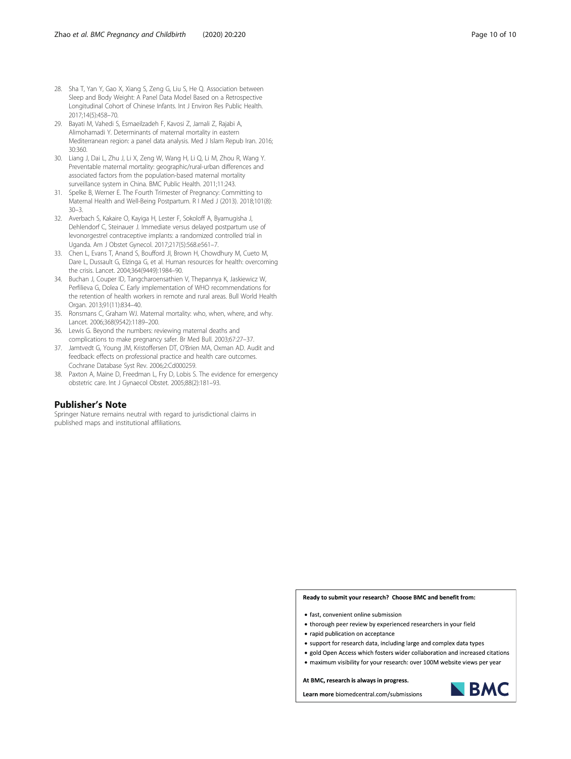28. Sha T, Yan Y, Gao X, Xiang S, Zeng G, Liu S, He Q. Association between Sleep and Body Weight: A Panel Data Model Based on a Retrospective Longitudinal Cohort of Chinese Infants. Int J Environ Res Public Health. 2017;14(5):458–70.
29. Bayati M, Vahedi S, Esmaeilzadeh F, Kavosi Z, Jamali Z, Rajabi A, Alimohamadi Y. Determinants of maternal mortality in eastern Mediterranean region: a panel data analysis. Med J Islam Repub Iran. 2016; 30:360.
30. Liang J, Dai L, Zhu J, Li X, Zeng W, Wang H, Li Q, Li M, Zhou R, Wang Y. Preventable maternal mortality: geographic/rural-urban differences and associated factors from the population-based maternal mortality surveillance system in China. BMC Public Health. 2011;11:243.
31. Spelke B, Werner E. The Fourth Trimester of Pregnancy: Committing to Maternal Health and Well-Being Postpartum. R I Med J (2013). 2018;101(8): 30–3.
32. Averbach S, Kakaire O, Kayiga H, Lester F, Sokoloff A, Byamugisha J, Dehlendorf C, Steinauer J. Immediate versus delayed postpartum use of levonorgestrel contraceptive implants: a randomized controlled trial in Uganda. Am J Obstet Gynecol. 2017;217(5):568.e561–7.
33. Chen L, Evans T, Anand S, Boufford JI, Brown H, Chowdhury M, Cueto M, Dare L, Dussault G, Elzinga G, et al. Human resources for health: overcoming the crisis. Lancet. 2004;364(9449):1984–90.
34. Buchan J, Couper ID, Tangcharoensathien V, Thepannya K, Jaskiewicz W, Perfilieva G, Dolea C. Early implementation of WHO recommendations for the retention of health workers in remote and rural areas. Bull World Health Organ. 2013;91(11):834–40.
35. Ronsmans C, Graham WJ. Maternal mortality: who, when, where, and why. Lancet. 2006;368(9542):1189–200.
36. Lewis G. Beyond the numbers: reviewing maternal deaths and complications to make pregnancy safer. Br Med Bull. 2003;67:27–37.
37. Jamtvedt G, Young JM, Kristoffersen DT, O'Brien MA, Oxman AD. Audit and feedback: effects on professional practice and health care outcomes. Cochrane Database Syst Rev. 2006;2:Cd000259.
38. Paxton A, Maine D, Freedman L, Fry D, Lobis S. The evidence for emergency obstetric care. Int J Gynaecol Obstet. 2005;88(2):181–93.

## Publisher's Note

Springer Nature remains neutral with regard to jurisdictional claims in published maps and institutional affiliations.

**Ready to submit your research? Choose BMC and benefit from:**

- fast, convenient online submission
- thorough peer review by experienced researchers in your field
- rapid publication on acceptance
- support for research data, including large and complex data types
- gold Open Access which fosters wider collaboration and increased citations
- maximum visibility for your research: over 100M website views per year

**At BMC, research is always in progress.**

**Learn more** biomedcentral.com/submissions

BMC